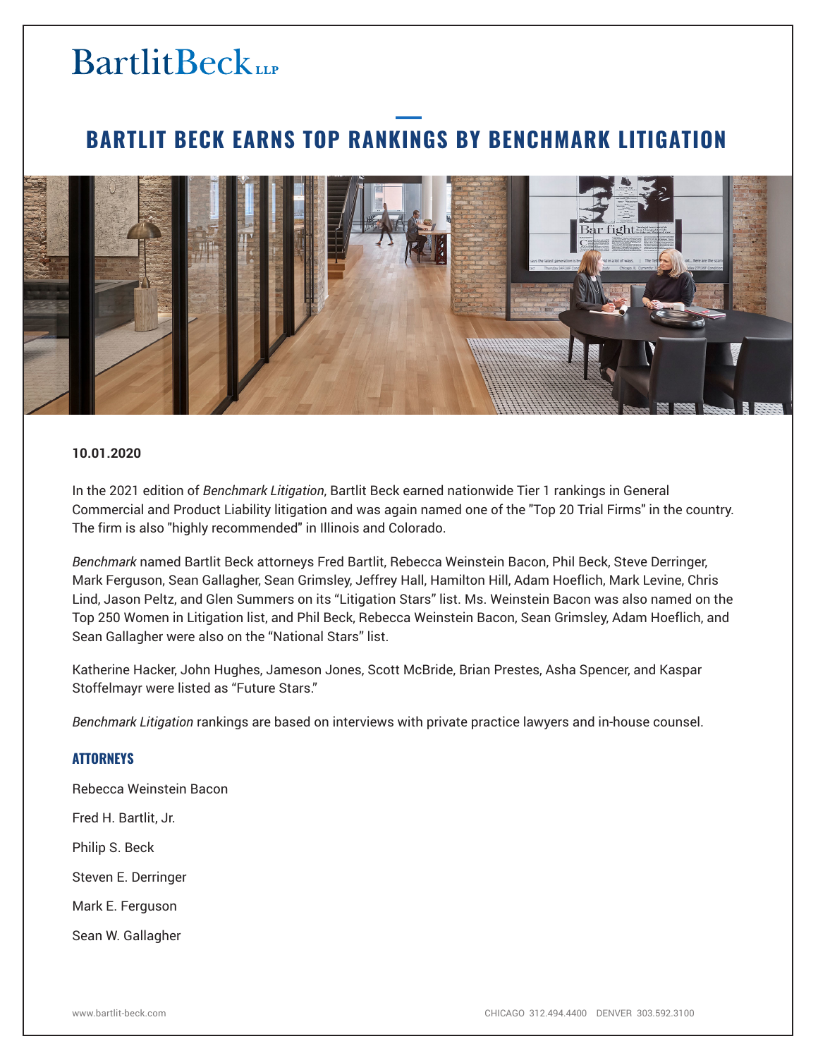BartlitBeck LLP

# BARTLIT BECK EARNS TOP RANKINGS BY BENCHMARK LITIGATION

**10.01.2020**

In the 2021 edition of *Benchmark Litigation*, Bartlit Beck earned nationwide Tier 1 rankings in General Commercial and Product Liability litigation and was again named one of the "Top 20 Trial Firms" in the country. The firm is also "highly recommended" in Illinois and Colorado.

*Benchmark* named Bartlit Beck attorneys Fred Bartlit, Rebecca Weinstein Bacon, Phil Beck, Steve Derringer, Mark Ferguson, Sean Gallagher, Sean Grimsley, Jeffrey Hall, Hamilton Hill, Adam Hoeflich, Mark Levine, Chris Lind, Jason Peltz, and Glen Summers on its "Litigation Stars" list. Ms. Weinstein Bacon was also named on the Top 250 Women in Litigation list, and Phil Beck, Rebecca Weinstein Bacon, Sean Grimsley, Adam Hoeflich, and Sean Gallagher were also on the "National Stars" list.

Katherine Hacker, John Hughes, Jameson Jones, Scott McBride, Brian Prestes, Asha Spencer, and Kaspar Stoffelmayr were listed as "Future Stars."

*Benchmark Litigation* rankings are based on interviews with private practice lawyers and in-house counsel.

### ATTORNEYS

Rebecca Weinstein Bacon

Fred H. Bartlit, Jr.

Philip S. Beck

Steven E. Derringer

Mark E. Ferguson

Sean W. Gallagher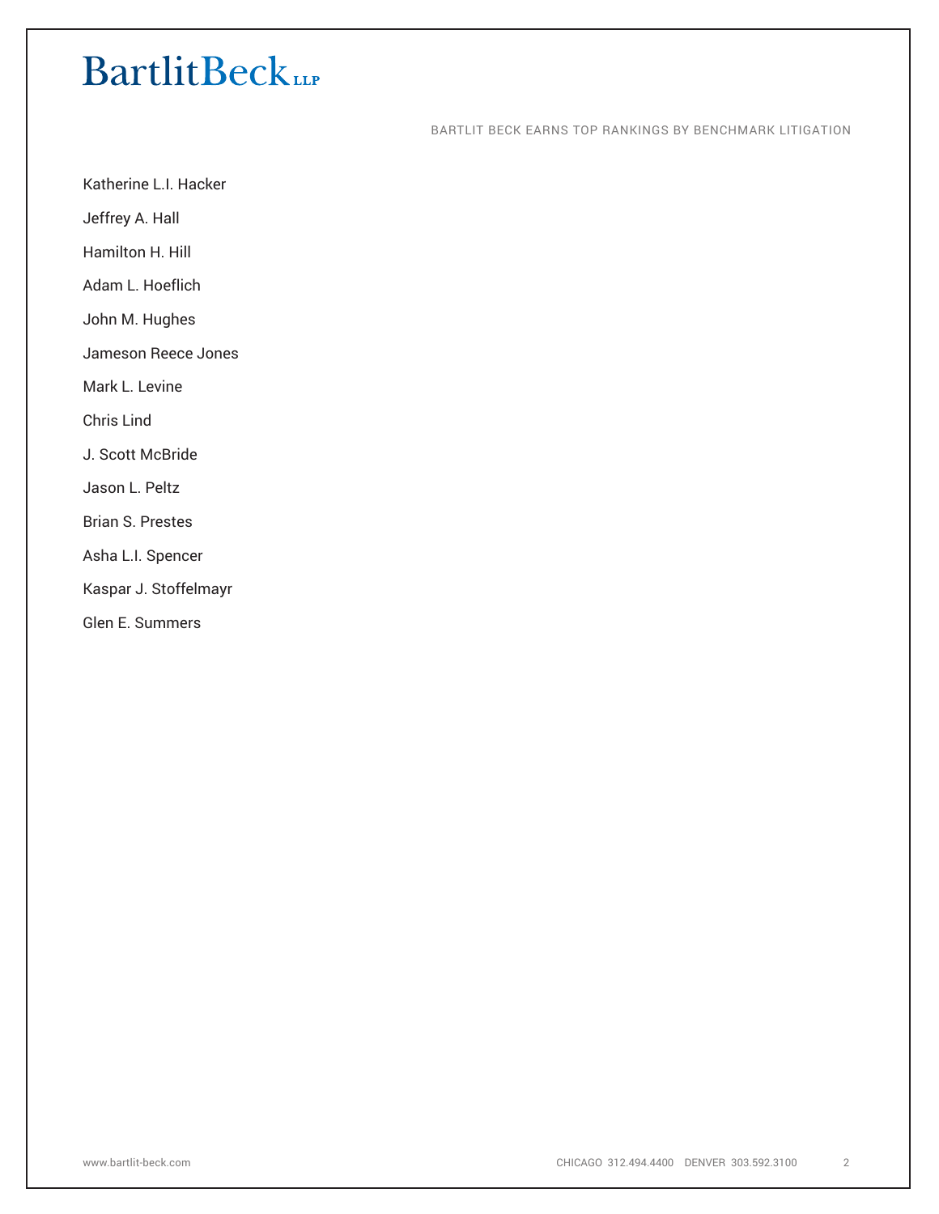Katherine L.I. Hacker

Jeffrey A. Hall

Hamilton H. Hill

Adam L. Hoeflich

John M. Hughes

Jameson Reece Jones

Mark L. Levine

Chris Lind

J. Scott McBride

Jason L. Peltz

Brian S. Prestes

Asha L.I. Spencer

Kaspar J. Stoffelmayr

Glen E. Summers